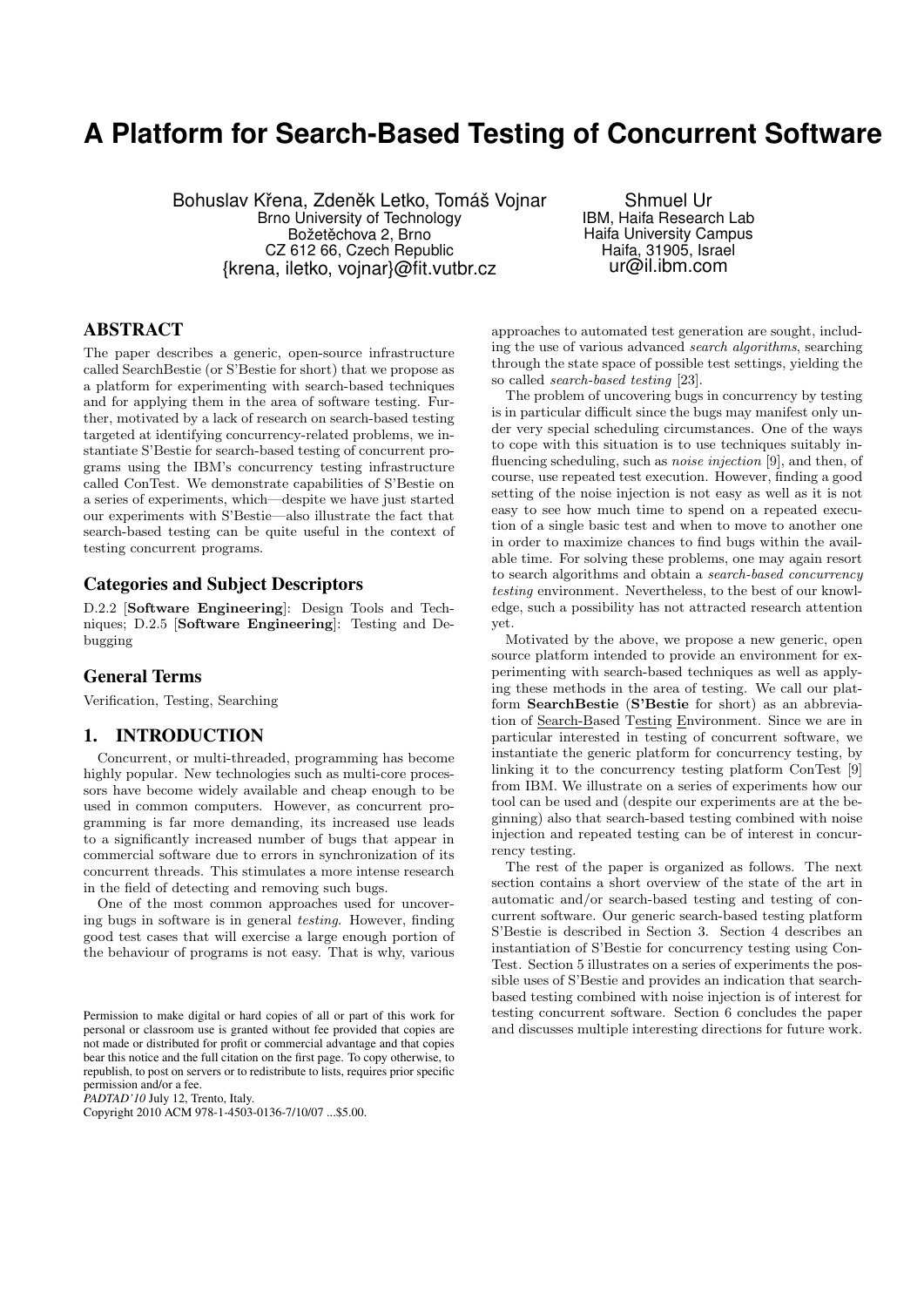# A Platform for Search-Based Testing of Concurrent Software

Bohuslav Křena, Zdeněk Letko, Tomáš Vojnar
Brno University of Technology
Božetěchova 2, Brno
CZ 612 66, Czech Republic
{krena, iletko, vojnar}@fit.vutbr.cz

Shmuel Ur
IBM, Haifa Research Lab
Haifa University Campus
Haifa, 31905, Israel
ur@il.ibm.com

## ABSTRACT

The paper describes a generic, open-source infrastructure called SearchBestie (or S'Bestie for short) that we propose as a platform for experimenting with search-based techniques and for applying them in the area of software testing. Further, motivated by a lack of research on search-based testing targeted at identifying concurrency-related problems, we instantiate S'Bestie for search-based testing of concurrent programs using the IBM's concurrency testing infrastructure called ConTest. We demonstrate capabilities of S'Bestie on a series of experiments, which—despite we have just started our experiments with S'Bestie—also illustrate the fact that search-based testing can be quite useful in the context of testing concurrent programs.

### Categories and Subject Descriptors

D.2.2 [**Software Engineering**]: Design Tools and Techniques; D.2.5 [**Software Engineering**]: Testing and Debugging

### General Terms

Verification, Testing, Searching

## 1. INTRODUCTION

Concurrent, or multi-threaded, programming has become highly popular. New technologies such as multi-core processors have become widely available and cheap enough to be used in common computers. However, as concurrent programming is far more demanding, its increased use leads to a significantly increased number of bugs that appear in commercial software due to errors in synchronization of its concurrent threads. This stimulates a more intense research in the field of detecting and removing such bugs.

One of the most common approaches used for uncovering bugs in software is in general *testing*. However, finding good test cases that will exercise a large enough portion of the behaviour of programs is not easy. That is why, various approaches to automated test generation are sought, including the use of various advanced *search algorithms*, searching through the state space of possible test settings, yielding the so called *search-based testing* [23].

The problem of uncovering bugs in concurrency by testing is in particular difficult since the bugs may manifest only under very special scheduling circumstances. One of the ways to cope with this situation is to use techniques suitably influencing scheduling, such as *noise injection* [9], and then, of course, use repeated test execution. However, finding a good setting of the noise injection is not easy as well as it is not easy to see how much time to spend on a repeated execution of a single basic test and when to move to another one in order to maximize chances to find bugs within the available time. For solving these problems, one may again resort to search algorithms and obtain a *search-based concurrency testing* environment. Nevertheless, to the best of our knowledge, such a possibility has not attracted research attention yet.

Motivated by the above, we propose a new generic, open source platform intended to provide an environment for experimenting with search-based techniques as well as applying these methods in the area of testing. We call our platform **SearchBestie** (**S'Bestie** for short) as an abbreviation of Search-Based Testing Environment. Since we are in particular interested in testing of concurrent software, we instantiate the generic platform for concurrency testing, by linking it to the concurrency testing platform ConTest [9] from IBM. We illustrate on a series of experiments how our tool can be used and (despite our experiments are at the beginning) also that search-based testing combined with noise injection and repeated testing can be of interest in concurrency testing.

The rest of the paper is organized as follows. The next section contains a short overview of the state of the art in automatic and/or search-based testing and testing of concurrent software. Our generic search-based testing platform S'Bestie is described in Section 3. Section 4 describes an instantiation of S'Bestie for concurrency testing using ConTest. Section 5 illustrates on a series of experiments the possible uses of S'Bestie and provides an indication that search-based testing combined with noise injection is of interest for testing concurrent software. Section 6 concludes the paper and discusses multiple interesting directions for future work.

Permission to make digital or hard copies of all or part of this work for personal or classroom use is granted without fee provided that copies are not made or distributed for profit or commercial advantage and that copies bear this notice and the full citation on the first page. To copy otherwise, to republish, to post on servers or to redistribute to lists, requires prior specific permission and/or a fee.
*PADTAD'10* July 12, Trento, Italy.
Copyright 2010 ACM 978-1-4503-0136-7/10/07 ...$5.00.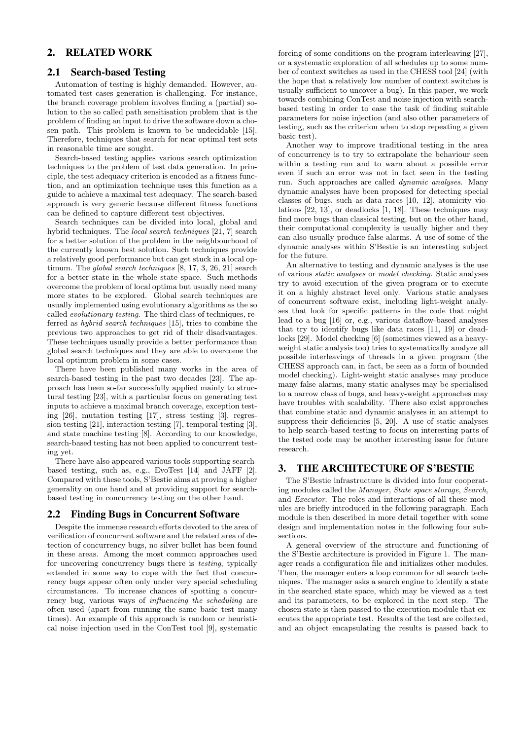## 2. RELATED WORK

### 2.1 Search-based Testing

Automation of testing is highly demanded. However, automated test cases generation is challenging. For instance, the branch coverage problem involves finding a (partial) solution to the so called path sensitisation problem that is the problem of finding an input to drive the software down a chosen path. This problem is known to be undecidable [15]. Therefore, techniques that search for near optimal test sets in reasonable time are sought.

Search-based testing applies various search optimization techniques to the problem of test data generation. In principle, the test adequacy criterion is encoded as a fitness function, and an optimization technique uses this function as a guide to achieve a maximal test adequacy. The search-based approach is very generic because different fitness functions can be defined to capture different test objectives.

Search techniques can be divided into local, global and hybrid techniques. The *local search techniques* [21, 7] search for a better solution of the problem in the neighbourhood of the currently known best solution. Such techniques provide a relatively good performance but can get stuck in a local optimum. The *global search techniques* [8, 17, 3, 26, 21] search for a better state in the whole state space. Such methods overcome the problem of local optima but usually need many more states to be explored. Global search techniques are usually implemented using evolutionary algorithms as the so called *evolutionary testing*. The third class of techniques, referred as *hybrid search techniques* [15], tries to combine the previous two approaches to get rid of their disadvantages. These techniques usually provide a better performance than global search techniques and they are able to overcome the local optimum problem in some cases.

There have been published many works in the area of search-based testing in the past two decades [23]. The approach has been so-far successfully applied mainly to structural testing [23], with a particular focus on generating test inputs to achieve a maximal branch coverage, exception testing [26], mutation testing [17], stress testing [3], regression testing [21], interaction testing [7], temporal testing [3], and state machine testing [8]. According to our knowledge, search-based testing has not been applied to concurrent testing yet.

There have also appeared various tools supporting search-based testing, such as, e.g., EvoTest [14] and JAFF [2]. Compared with these tools, S'Bestie aims at proving a higher generality on one hand and at providing support for search-based testing in concurrency testing on the other hand.

### 2.2 Finding Bugs in Concurrent Software

Despite the immense research efforts devoted to the area of verification of concurrent software and the related area of detection of concurrency bugs, no silver bullet has been found in these areas. Among the most common approaches used for uncovering concurrency bugs there is *testing*, typically extended in some way to cope with the fact that concurrency bugs appear often only under very special scheduling circumstances. To increase chances of spotting a concurrency bug, various ways of *influencing the scheduling* are often used (apart from running the same basic test many times). An example of this approach is random or heuristical noise injection used in the ConTest tool [9], systematic forcing of some conditions on the program interleaving [27], or a systematic exploration of all schedules up to some number of context switches as used in the CHESS tool [24] (with the hope that a relatively low number of context switches is usually sufficient to uncover a bug). In this paper, we work towards combining ConTest and noise injection with search-based testing in order to ease the task of finding suitable parameters for noise injection (and also other parameters of testing, such as the criterion when to stop repeating a given basic test).

Another way to improve traditional testing in the area of concurrency is to try to extrapolate the behaviour seen within a testing run and to warn about a possible error even if such an error was not in fact seen in the testing run. Such approaches are called *dynamic analyses*. Many dynamic analyses have been proposed for detecting special classes of bugs, such as data races [10, 12], atomicity violations [22, 13], or deadlocks [1, 18]. These techniques may find more bugs than classical testing, but on the other hand, their computational complexity is usually higher and they can also usually produce false alarms. A use of some of the dynamic analyses within S'Bestie is an interesting subject for the future.

An alternative to testing and dynamic analyses is the use of various *static analyses* or *model checking*. Static analyses try to avoid execution of the given program or to execute it on a highly abstract level only. Various static analyses of concurrent software exist, including light-weight analyses that look for specific patterns in the code that might lead to a bug [16] or, e.g., various dataflow-based analyses that try to identify bugs like data races [11, 19] or deadlocks [29]. Model checking [6] (sometimes viewed as a heavy-weight static analysis too) tries to systematically analyze all possible interleavings of threads in a given program (the CHESS approach can, in fact, be seen as a form of bounded model checking). Light-weight static analyses may produce many false alarms, many static analyses may be specialised to a narrow class of bugs, and heavy-weight approaches may have troubles with scalability. There also exist approaches that combine static and dynamic analyses in an attempt to suppress their deficiencies [5, 20]. A use of static analyses to help search-based testing to focus on interesting parts of the tested code may be another interesting issue for future research.

## 3. THE ARCHITECTURE OF S'BESTIE

The S'Bestie infrastructure is divided into four cooperating modules called the *Manager*, *State space storage*, *Search*, and *Executor*. The roles and interactions of all these modules are briefly introduced in the following paragraph. Each module is then described in more detail together with some design and implementation notes in the following four subsections.

A general overview of the structure and functioning of the S'Bestie architecture is provided in Figure 1. The manager reads a configuration file and initializes other modules. Then, the manager enters a loop common for all search techniques. The manager asks a search engine to identify a state in the searched state space, which may be viewed as a test and its parameters, to be explored in the next step. The chosen state is then passed to the execution module that executes the appropriate test. Results of the test are collected, and an object encapsulating the results is passed back to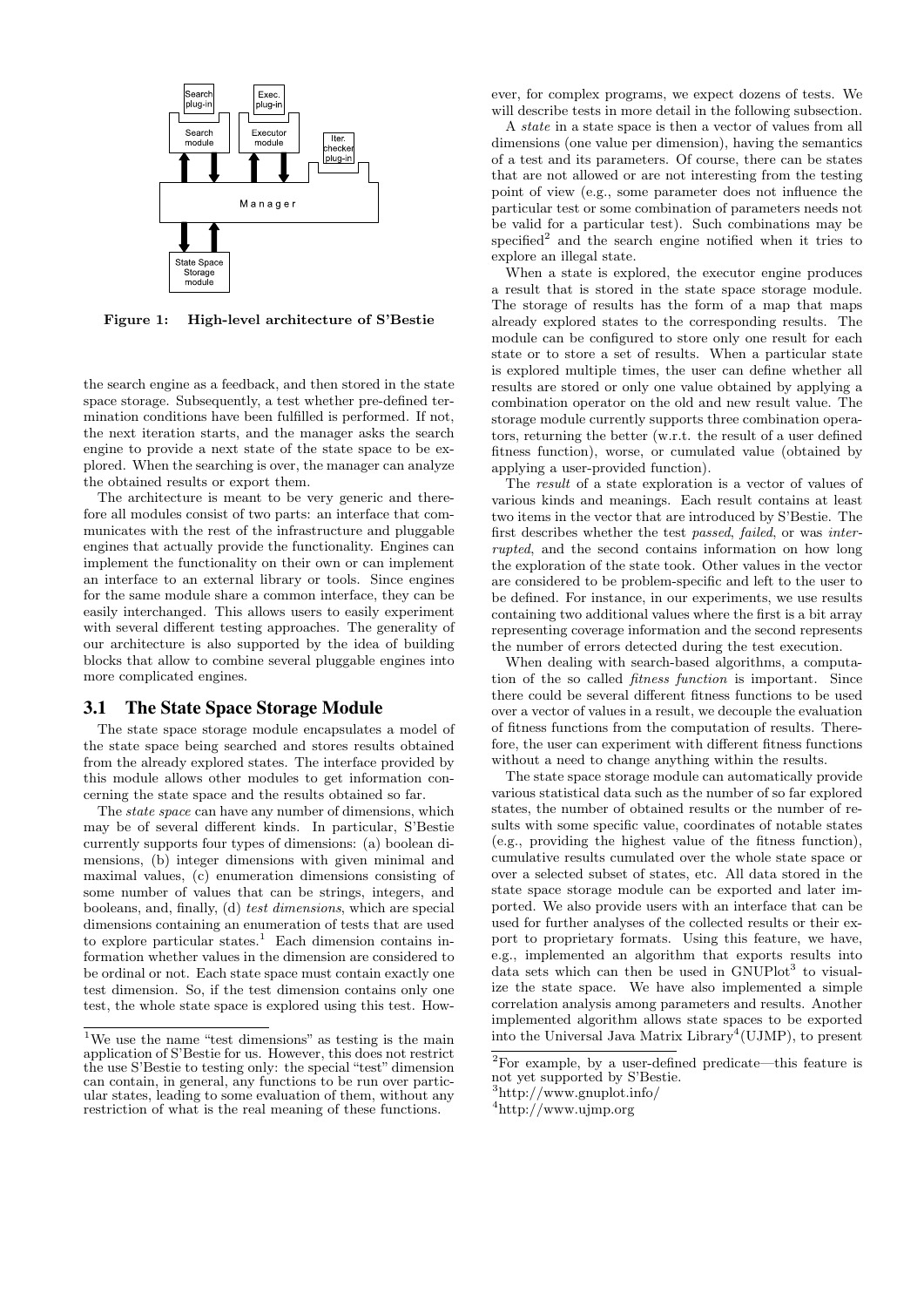Figure 1: High-level architecture of S'Bestie

the search engine as a feedback, and then stored in the state space storage. Subsequently, a test whether pre-defined termination conditions have been fulfilled is performed. If not, the next iteration starts, and the manager asks the search engine to provide a next state of the state space to be explored. When the searching is over, the manager can analyze the obtained results or export them.

The architecture is meant to be very generic and therefore all modules consist of two parts: an interface that communicates with the rest of the infrastructure and pluggable engines that actually provide the functionality. Engines can implement the functionality on their own or can implement an interface to an external library or tools. Since engines for the same module share a common interface, they can be easily interchanged. This allows users to easily experiment with several different testing approaches. The generality of our architecture is also supported by the idea of building blocks that allow to combine several pluggable engines into more complicated engines.

## 3.1 The State Space Storage Module

The state space storage module encapsulates a model of the state space being searched and stores results obtained from the already explored states. The interface provided by this module allows other modules to get information concerning the state space and the results obtained so far.

The *state space* can have any number of dimensions, which may be of several different kinds. In particular, S'Bestie currently supports four types of dimensions: (a) boolean dimensions, (b) integer dimensions with given minimal and maximal values, (c) enumeration dimensions consisting of some number of values that can be strings, integers, and booleans, and, finally, (d) *test dimensions*, which are special dimensions containing an enumeration of tests that are used to explore particular states.[1] Each dimension contains information whether values in the dimension are considered to be ordinal or not. Each state space must contain exactly one test dimension. So, if the test dimension contains only one test, the whole state space is explored using this test. However, for complex programs, we expect dozens of tests. We will describe tests in more detail in the following subsection.

A *state* in a state space is then a vector of values from all dimensions (one value per dimension), having the semantics of a test and its parameters. Of course, there can be states that are not allowed or are not interesting from the testing point of view (e.g., some parameter does not influence the particular test or some combination of parameters needs not be valid for a particular test). Such combinations may be specified[2] and the search engine notified when it tries to explore an illegal state.

When a state is explored, the executor engine produces a result that is stored in the state space storage module. The storage of results has the form of a map that maps already explored states to the corresponding results. The module can be configured to store only one result for each state or to store a set of results. When a particular state is explored multiple times, the user can define whether all results are stored or only one value obtained by applying a combination operator on the old and new result value. The storage module currently supports three combination operators, returning the better (w.r.t. the result of a user defined fitness function), worse, or cumulated value (obtained by applying a user-provided function).

The *result* of a state exploration is a vector of values of various kinds and meanings. Each result contains at least two items in the vector that are introduced by S'Bestie. The first describes whether the test *passed*, *failed*, or was *interrupted*, and the second contains information on how long the exploration of the state took. Other values in the vector are considered to be problem-specific and left to the user to be defined. For instance, in our experiments, we use results containing two additional values where the first is a bit array representing coverage information and the second represents the number of errors detected during the test execution.

When dealing with search-based algorithms, a computation of the so called *fitness function* is important. Since there could be several different fitness functions to be used over a vector of values in a result, we decouple the evaluation of fitness functions from the computation of results. Therefore, the user can experiment with different fitness functions without a need to change anything within the results.

The state space storage module can automatically provide various statistical data such as the number of so far explored states, the number of obtained results or the number of results with some specific value, coordinates of notable states (e.g., providing the highest value of the fitness function), cumulative results cumulated over the whole state space or over a selected subset of states, etc. All data stored in the state space storage module can be exported and later imported. We also provide users with an interface that can be used for further analyses of the collected results or their export to proprietary formats. Using this feature, we have, e.g., implemented an algorithm that exports results into data sets which can then be used in GNUPlot[3] to visualize the state space. We have also implemented a simple correlation analysis among parameters and results. Another implemented algorithm allows state spaces to be exported into the Universal Java Matrix Library[4] (UJMP), to present

---

[1] We use the name "test dimensions" as testing is the main application of S'Bestie for us. However, this does not restrict the use S'Bestie to testing only: the special "test" dimension can contain, in general, any functions to be run over particular states, leading to some evaluation of them, without any restriction of what is the real meaning of these functions.

[2] For example, by a user-defined predicate—this feature is not yet supported by S'Bestie.

[3] http://www.gnuplot.info/

[4] http://www.ujmp.org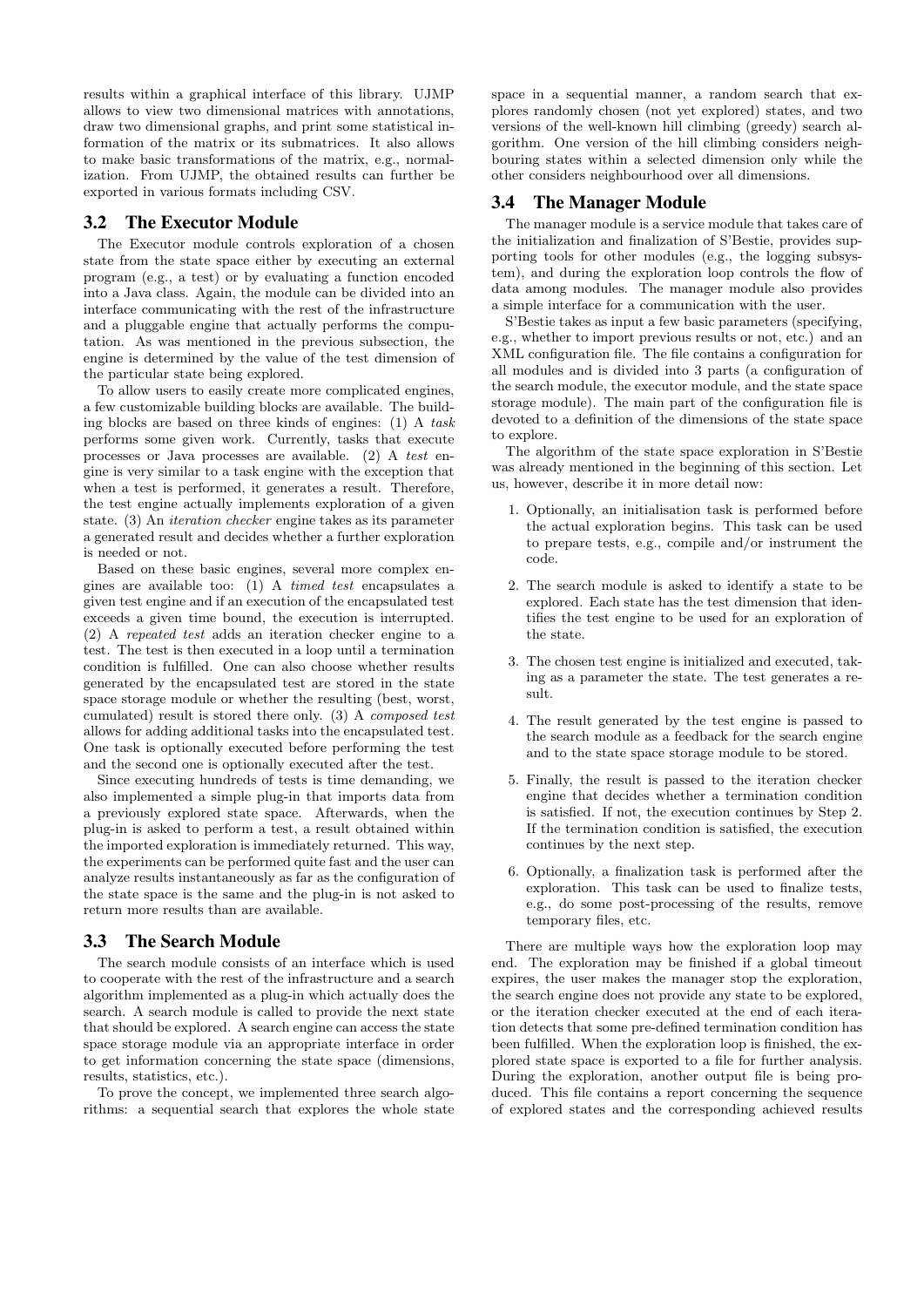results within a graphical interface of this library. UJMP allows to view two dimensional matrices with annotations, draw two dimensional graphs, and print some statistical information of the matrix or its submatrices. It also allows to make basic transformations of the matrix, e.g., normalization. From UJMP, the obtained results can further be exported in various formats including CSV.

## 3.2 The Executor Module

The Executor module controls exploration of a chosen state from the state space either by executing an external program (e.g., a test) or by evaluating a function encoded into a Java class. Again, the module can be divided into an interface communicating with the rest of the infrastructure and a pluggable engine that actually performs the computation. As was mentioned in the previous subsection, the engine is determined by the value of the test dimension of the particular state being explored.

To allow users to easily create more complicated engines, a few customizable building blocks are available. The building blocks are based on three kinds of engines: (1) A *task* performs some given work. Currently, tasks that execute processes or Java processes are available. (2) A *test* engine is very similar to a task engine with the exception that when a test is performed, it generates a result. Therefore, the test engine actually implements exploration of a given state. (3) An *iteration checker* engine takes as its parameter a generated result and decides whether a further exploration is needed or not.

Based on these basic engines, several more complex engines are available too: (1) A *timed test* encapsulates a given test engine and if an execution of the encapsulated test exceeds a given time bound, the execution is interrupted. (2) A *repeated test* adds an iteration checker engine to a test. The test is then executed in a loop until a termination condition is fulfilled. One can also choose whether results generated by the encapsulated test are stored in the state space storage module or whether the resulting (best, worst, cumulated) result is stored there only. (3) A *composed test* allows for adding additional tasks into the encapsulated test. One task is optionally executed before performing the test and the second one is optionally executed after the test.

Since executing hundreds of tests is time demanding, we also implemented a simple plug-in that imports data from a previously explored state space. Afterwards, when the plug-in is asked to perform a test, a result obtained within the imported exploration is immediately returned. This way, the experiments can be performed quite fast and the user can analyze results instantaneously as far as the configuration of the state space is the same and the plug-in is not asked to return more results than are available.

## 3.3 The Search Module

The search module consists of an interface which is used to cooperate with the rest of the infrastructure and a search algorithm implemented as a plug-in which actually does the search. A search module is called to provide the next state that should be explored. A search engine can access the state space storage module via an appropriate interface in order to get information concerning the state space (dimensions, results, statistics, etc.).

To prove the concept, we implemented three search algorithms: a sequential search that explores the whole state space in a sequential manner, a random search that explores randomly chosen (not yet explored) states, and two versions of the well-known hill climbing (greedy) search algorithm. One version of the hill climbing considers neighbouring states within a selected dimension only while the other considers neighbourhood over all dimensions.

## 3.4 The Manager Module

The manager module is a service module that takes care of the initialization and finalization of S'Bestie, provides supporting tools for other modules (e.g., the logging subsystem), and during the exploration loop controls the flow of data among modules. The manager module also provides a simple interface for a communication with the user.

S'Bestie takes as input a few basic parameters (specifying, e.g., whether to import previous results or not, etc.) and an XML configuration file. The file contains a configuration for all modules and is divided into 3 parts (a configuration of the search module, the executor module, and the state space storage module). The main part of the configuration file is devoted to a definition of the dimensions of the state space to explore.

The algorithm of the state space exploration in S'Bestie was already mentioned in the beginning of this section. Let us, however, describe it in more detail now:

1. Optionally, an initialisation task is performed before the actual exploration begins. This task can be used to prepare tests, e.g., compile and/or instrument the code.
2. The search module is asked to identify a state to be explored. Each state has the test dimension that identifies the test engine to be used for an exploration of the state.
3. The chosen test engine is initialized and executed, taking as a parameter the state. The test generates a result.
4. The result generated by the test engine is passed to the search module as a feedback for the search engine and to the state space storage module to be stored.
5. Finally, the result is passed to the iteration checker engine that decides whether a termination condition is satisfied. If not, the execution continues by Step 2. If the termination condition is satisfied, the execution continues by the next step.
6. Optionally, a finalization task is performed after the exploration. This task can be used to finalize tests, e.g., do some post-processing of the results, remove temporary files, etc.

There are multiple ways how the exploration loop may end. The exploration may be finished if a global timeout expires, the user makes the manager stop the exploration, the search engine does not provide any state to be explored, or the iteration checker executed at the end of each iteration detects that some pre-defined termination condition has been fulfilled. When the exploration loop is finished, the explored state space is exported to a file for further analysis. During the exploration, another output file is being produced. This file contains a report concerning the sequence of explored states and the corresponding achieved results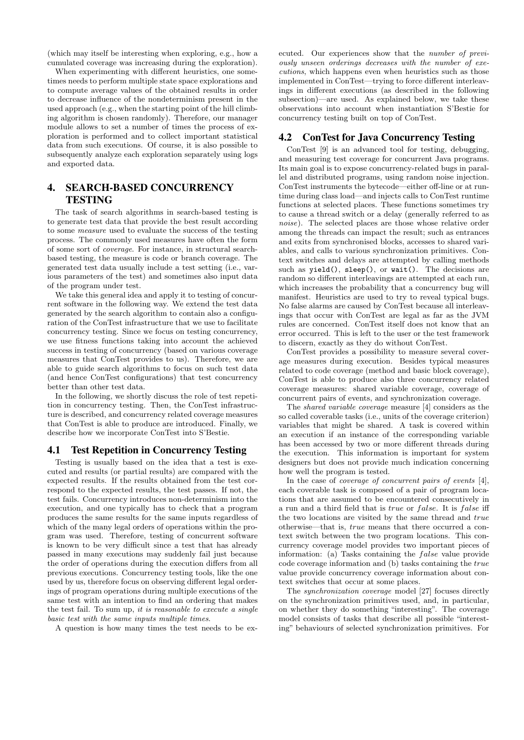(which may itself be interesting when exploring, e.g., how a cumulated coverage was increasing during the exploration).

When experimenting with different heuristics, one sometimes needs to perform multiple state space explorations and to compute average values of the obtained results in order to decrease influence of the nondeterminism present in the used approach (e.g., when the starting point of the hill climbing algorithm is chosen randomly). Therefore, our manager module allows to set a number of times the process of exploration is performed and to collect important statistical data from such executions. Of course, it is also possible to subsequently analyze each exploration separately using logs and exported data.

# 4. SEARCH-BASED CONCURRENCY TESTING

The task of search algorithms in search-based testing is to generate test data that provide the best result according to some *measure* used to evaluate the success of the testing process. The commonly used measures have often the form of some sort of *coverage*. For instance, in structural search-based testing, the measure is code or branch coverage. The generated test data usually include a test setting (i.e., various parameters of the test) and sometimes also input data of the program under test.

We take this general idea and apply it to testing of concurrent software in the following way. We extend the test data generated by the search algorithm to contain also a configuration of the ConTest infrastructure that we use to facilitate concurrency testing. Since we focus on testing concurrency, we use fitness functions taking into account the achieved success in testing of concurrency (based on various coverage measures that ConTest provides to us). Therefore, we are able to guide search algorithms to focus on such test data (and hence ConTest configurations) that test concurrency better than other test data.

In the following, we shortly discuss the role of test repetition in concurrency testing. Then, the ConTest infrastructure is described, and concurrency related coverage measures that ConTest is able to produce are introduced. Finally, we describe how we incorporate ConTest into S'Bestie.

## 4.1 Test Repetition in Concurrency Testing

Testing is usually based on the idea that a test is executed and results (or partial results) are compared with the expected results. If the results obtained from the test correspond to the expected results, the test passes. If not, the test fails. Concurrency introduces non-determinism into the execution, and one typically has to check that a program produces the same results for the same inputs regardless of which of the many legal orders of operations within the program was used. Therefore, testing of concurrent software is known to be very difficult since a test that has already passed in many executions may suddenly fail just because the order of operations during the execution differs from all previous executions. Concurrency testing tools, like the one used by us, therefore focus on observing different legal orderings of program operations during multiple executions of the same test with an intention to find an ordering that makes the test fail. To sum up, *it is reasonable to execute a single basic test with the same inputs multiple times*.

A question is how many times the test needs to be executed. Our experiences show that the *number of previously unseen orderings decreases with the number of executions*, which happens even when heuristics such as those implemented in ConTest—trying to force different interleavings in different executions (as described in the following subsection)—are used. As explained below, we take these observations into account when instantiation S'Bestie for concurrency testing built on top of ConTest.

## 4.2 ConTest for Java Concurrency Testing

ConTest [9] is an advanced tool for testing, debugging, and measuring test coverage for concurrent Java programs. Its main goal is to expose concurrency-related bugs in parallel and distributed programs, using random noise injection. ConTest instruments the bytecode—either off-line or at runtime during class load—and injects calls to ConTest runtime functions at selected places. These functions sometimes try to cause a thread switch or a delay (generally referred to as *noise*). The selected places are those whose relative order among the threads can impact the result; such as entrances and exits from synchronised blocks, accesses to shared variables, and calls to various synchronization primitives. Context switches and delays are attempted by calling methods such as `yield()`, `sleep()`, or `wait()`. The decisions are random so different interleavings are attempted at each run, which increases the probability that a concurrency bug will manifest. Heuristics are used to try to reveal typical bugs. No false alarms are caused by ConTest because all interleavings that occur with ConTest are legal as far as the JVM rules are concerned. ConTest itself does not know that an error occurred. This is left to the user or the test framework to discern, exactly as they do without ConTest.

ConTest provides a possibility to measure several coverage measures during execution. Besides typical measures related to code coverage (method and basic block coverage), ConTest is able to produce also three concurrency related coverage measures: shared variable coverage, coverage of concurrent pairs of events, and synchronization coverage.

The *shared variable coverage* measure [4] considers as the so called coverable tasks (i.e., units of the coverage criterion) variables that might be shared. A task is covered within an execution if an instance of the corresponding variable has been accessed by two or more different threads during the execution. This information is important for system designers but does not provide much indication concerning how well the program is tested.

In the case of *coverage of concurrent pairs of events* [4], each coverable task is composed of a pair of program locations that are assumed to be encountered consecutively in a run and a third field that is *true* or *false*. It is *false* iff the two locations are visited by the same thread and *true* otherwise—that is, *true* means that there occurred a context switch between the two program locations. This concurrency coverage model provides two important pieces of information: (a) Tasks containing the *false* value provide code coverage information and (b) tasks containing the *true* value provide concurrency coverage information about context switches that occur at some places.

The *synchronization coverage* model [27] focuses directly on the synchronization primitives used, and, in particular, on whether they do something "interesting". The coverage model consists of tasks that describe all possible "interesting" behaviours of selected synchronization primitives. For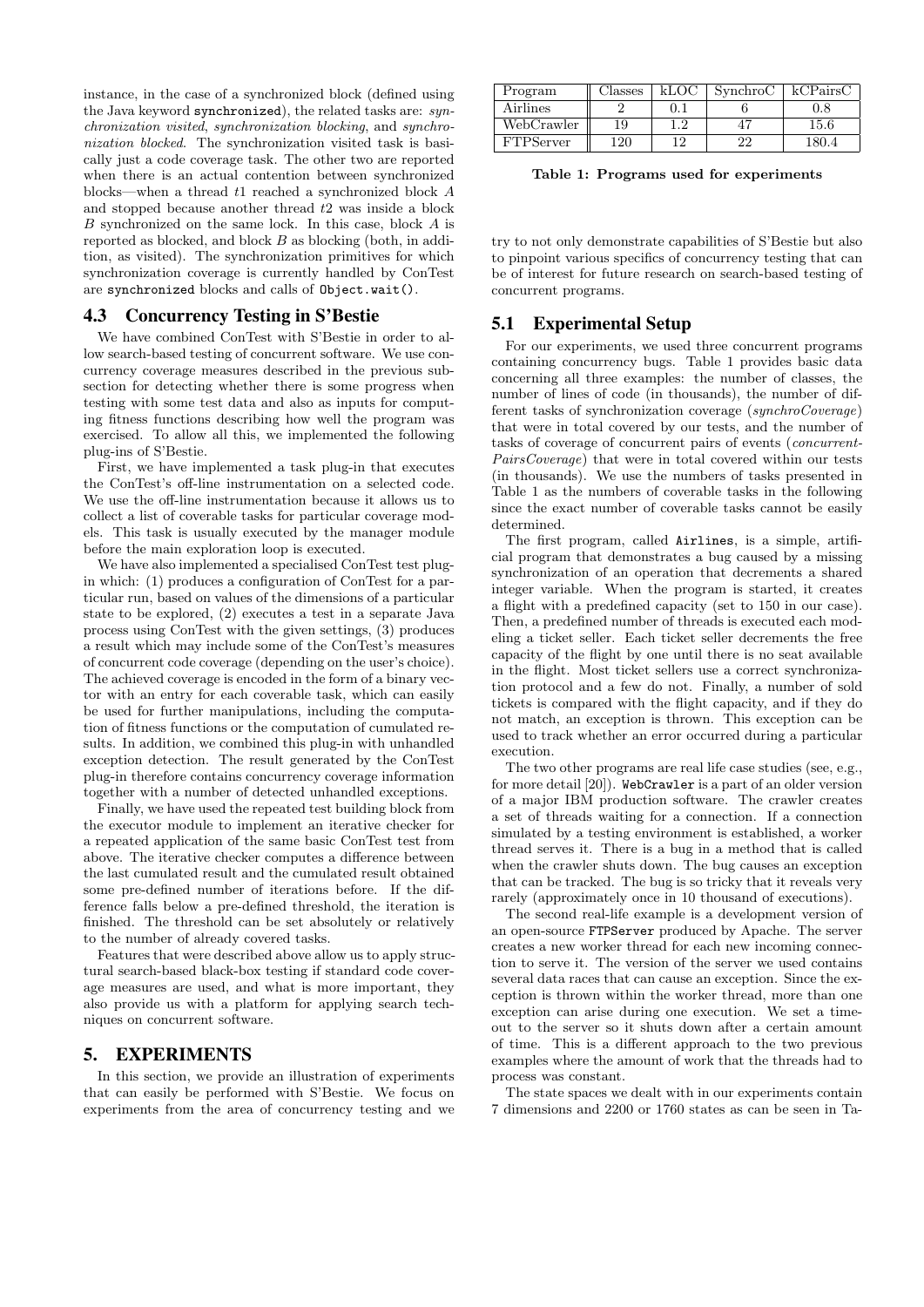instance, in the case of a synchronized block (defined using the Java keyword `synchronized`), the related tasks are: *synchronization visited*, *synchronization blocking*, and *synchronization blocked*. The synchronization visited task is basically just a code coverage task. The other two are reported when there is an actual contention between synchronized blocks—when a thread $t1$ reached a synchronized block $A$ and stopped because another thread $t2$ was inside a block $B$ synchronized on the same lock. In this case, block $A$ is reported as blocked, and block $B$ as blocking (both, in addition, as visited). The synchronization primitives for which synchronization coverage is currently handled by ConTest are `synchronized` blocks and calls of `Object.wait()`.

## 4.3 Concurrency Testing in S'Bestie

We have combined ConTest with S'Bestie in order to allow search-based testing of concurrent software. We use concurrency coverage measures described in the previous subsection for detecting whether there is some progress when testing with some test data and also as inputs for computing fitness functions describing how well the program was exercised. To allow all this, we implemented the following plug-ins of S'Bestie.

First, we have implemented a task plug-in that executes the ConTest's off-line instrumentation on a selected code. We use the off-line instrumentation because it allows us to collect a list of coverable tasks for particular coverage models. This task is usually executed by the manager module before the main exploration loop is executed.

We have also implemented a specialised ConTest test plugin which: (1) produces a configuration of ConTest for a particular run, based on values of the dimensions of a particular state to be explored, (2) executes a test in a separate Java process using ConTest with the given settings, (3) produces a result which may include some of the ConTest's measures of concurrent code coverage (depending on the user's choice). The achieved coverage is encoded in the form of a binary vector with an entry for each coverable task, which can easily be used for further manipulations, including the computation of fitness functions or the computation of cumulated results. In addition, we combined this plug-in with unhandled exception detection. The result generated by the ConTest plug-in therefore contains concurrency coverage information together with a number of detected unhandled exceptions.

Finally, we have used the repeated test building block from the executor module to implement an iterative checker for a repeated application of the same basic ConTest test from above. The iterative checker computes a difference between the last cumulated result and the cumulated result obtained some pre-defined number of iterations before. If the difference falls below a pre-defined threshold, the iteration is finished. The threshold can be set absolutely or relatively to the number of already covered tasks.

Features that were described above allow us to apply structural search-based black-box testing if standard code coverage measures are used, and what is more important, they also provide us with a platform for applying search techniques on concurrent software.

# 5. EXPERIMENTS

In this section, we provide an illustration of experiments that can easily be performed with S'Bestie. We focus on experiments from the area of concurrency testing and we try to not only demonstrate capabilities of S'Bestie but also to pinpoint various specifics of concurrency testing that can be of interest for future research on search-based testing of concurrent programs.

| Program | Classes | kLOC | SynchroC | kCPairsC |
|---|---|---|---|---|
| Airlines | 2 | 0.1 | 6 | 0.8 |
| WebCrawler | 19 | 1.2 | 47 | 15.6 |
| FTPServer | 120 | 12 | 22 | 180.4 |

**Table 1: Programs used for experiments**

## 5.1 Experimental Setup

For our experiments, we used three concurrent programs containing concurrency bugs. Table 1 provides basic data concerning all three examples: the number of classes, the number of lines of code (in thousands), the number of different tasks of synchronization coverage (*synchroCoverage*) that were in total covered by our tests, and the number of tasks of coverage of concurrent pairs of events (*concurrentPairsCoverage*) that were in total covered within our tests (in thousands). We use the numbers of tasks presented in Table 1 as the numbers of coverable tasks in the following since the exact number of coverable tasks cannot be easily determined.

The first program, called `Airlines`, is a simple, artificial program that demonstrates a bug caused by a missing synchronization of an operation that decrements a shared integer variable. When the program is started, it creates a flight with a predefined capacity (set to 150 in our case). Then, a predefined number of threads is executed each modeling a ticket seller. Each ticket seller decrements the free capacity of the flight by one until there is no seat available in the flight. Most ticket sellers use a correct synchronization protocol and a few do not. Finally, a number of sold tickets is compared with the flight capacity, and if they do not match, an exception is thrown. This exception can be used to track whether an error occurred during a particular execution.

The two other programs are real life case studies (see, e.g., for more detail [20]). `WebCrawler` is a part of an older version of a major IBM production software. The crawler creates a set of threads waiting for a connection. If a connection simulated by a testing environment is established, a worker thread serves it. There is a bug in a method that is called when the crawler shuts down. The bug causes an exception that can be tracked. The bug is so tricky that it reveals very rarely (approximately once in 10 thousand of executions).

The second real-life example is a development version of an open-source `FTPServer` produced by Apache. The server creates a new worker thread for each new incoming connection to serve it. The version of the server we used contains several data races that can cause an exception. Since the exception is thrown within the worker thread, more than one exception can arise during one execution. We set a timeout to the server so it shuts down after a certain amount of time. This is a different approach to the two previous examples where the amount of work that the threads had to process was constant.

The state spaces we dealt with in our experiments contain 7 dimensions and 2200 or 1760 states as can be seen in Ta-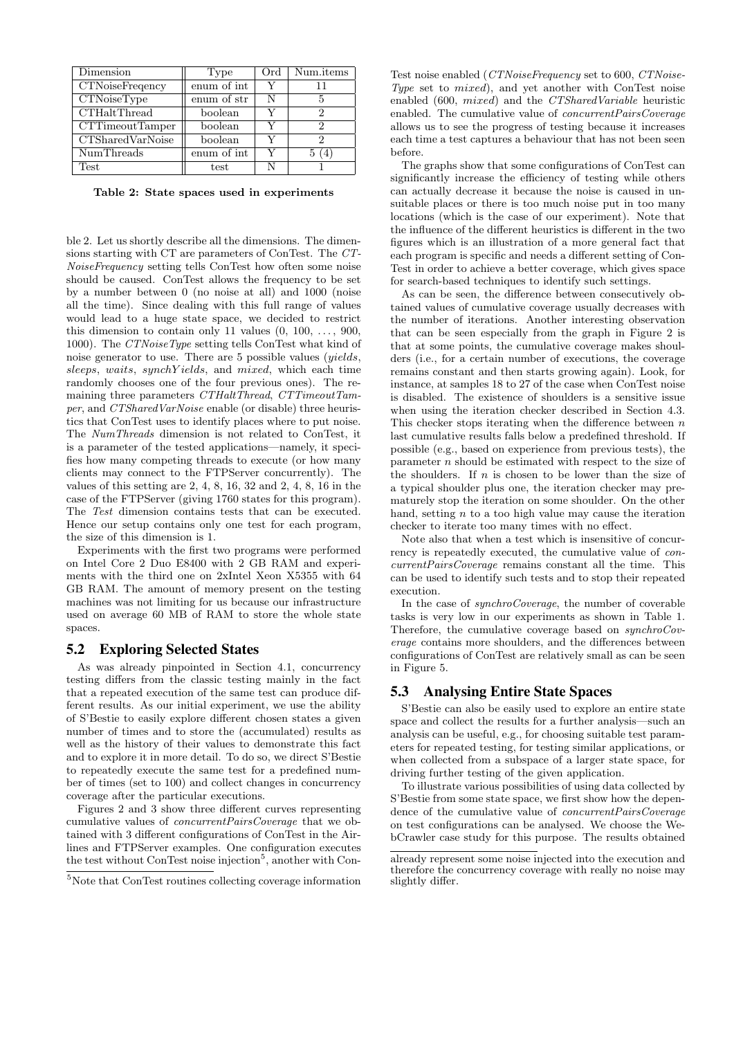| Dimension | Type | Ord | Num.items |
|---|---|---|---|
| CTNoiseFreqency | enum of int | Y | 11 |
| CTNoiseType | enum of str | N | 5 |
| CTHaltThread | boolean | Y | 2 |
| CTTimeoutTamper | boolean | Y | 2 |
| CTSharedVarNoise | boolean | Y | 2 |
| NumThreads | enum of int | Y | 5 (4) |
| Test | test | N | 1 |

**Table 2: State spaces used in experiments**

ble 2. Let us shortly describe all the dimensions. The dimensions starting with CT are parameters of ConTest. The *CTNoiseFrequency* setting tells ConTest how often some noise should be caused. ConTest allows the frequency to be set by a number between 0 (no noise at all) and 1000 (noise all the time). Since dealing with this full range of values would lead to a huge state space, we decided to restrict this dimension to contain only 11 values (0, 100, ..., 900, 1000). The *CTNoiseType* setting tells ConTest what kind of noise generator to use. There are 5 possible values (*yields*, *sleeps*, *waits*, *synchYields*, and *mixed*, which each time randomly chooses one of the four previous ones). The remaining three parameters *CTHaltThread*, *CTTimeoutTamper*, and *CTSharedVarNoise* enable (or disable) three heuristics that ConTest uses to identify places where to put noise. The *NumThreads* dimension is not related to ConTest, it is a parameter of the tested applications—namely, it specifies how many competing threads to execute (or how many clients may connect to the FTPServer concurrently). The values of this setting are 2, 4, 8, 16, 32 and 2, 4, 8, 16 in the case of the FTPServer (giving 1760 states for this program). The *Test* dimension contains tests that can be executed. Hence our setup contains only one test for each program, the size of this dimension is 1.

Experiments with the first two programs were performed on Intel Core 2 Duo E8400 with 2 GB RAM and experiments with the third one on 2xIntel Xeon X5355 with 64 GB RAM. The amount of memory present on the testing machines was not limiting for us because our infrastructure used on average 60 MB of RAM to store the whole state spaces.

## 5.2 Exploring Selected States

As was already pinpointed in Section 4.1, concurrency testing differs from the classic testing mainly in the fact that a repeated execution of the same test can produce different results. As our initial experiment, we use the ability of S'Bestie to easily explore different chosen states a given number of times and to store the (accumulated) results as well as the history of their values to demonstrate this fact and to explore it in more detail. To do so, we direct S'Bestie to repeatedly execute the same test for a predefined number of times (set to 100) and collect changes in concurrency coverage after the particular executions.

Figures 2 and 3 show three different curves representing cumulative values of *concurrentPairsCoverage* that we obtained with 3 different configurations of ConTest in the Airlines and FTPServer examples. One configuration executes the test without ConTest noise injection[5], another with ConTest noise enabled (*CTNoiseFrequency* set to 600, *CTNoiseType* set to *mixed*), and yet another with ConTest noise enabled (600, *mixed*) and the *CTSharedVariable* heuristic enabled. The cumulative value of *concurrentPairsCoverage* allows us to see the progress of testing because it increases each time a test captures a behaviour that has not been seen before.

The graphs show that some configurations of ConTest can significantly increase the efficiency of testing while others can actually decrease it because the noise is caused in unsuitable places or there is too much noise put in too many locations (which is the case of our experiment). Note that the influence of the different heuristics is different in the two figures which is an illustration of a more general fact that each program is specific and needs a different setting of ConTest in order to achieve a better coverage, which gives space for search-based techniques to identify such settings.

As can be seen, the difference between consecutively obtained values of cumulative coverage usually decreases with the number of iterations. Another interesting observation that can be seen especially from the graph in Figure 2 is that at some points, the cumulative coverage makes shoulders (i.e., for a certain number of executions, the coverage remains constant and then starts growing again). Look, for instance, at samples 18 to 27 of the case when ConTest noise is disabled. The existence of shoulders is a sensitive issue when using the iteration checker described in Section 4.3. This checker stops iterating when the difference between $n$ last cumulative results falls below a predefined threshold. If possible (e.g., based on experience from previous tests), the parameter $n$ should be estimated with respect to the size of the shoulders. If $n$ is chosen to be lower than the size of a typical shoulder plus one, the iteration checker may prematurely stop the iteration on some shoulder. On the other hand, setting $n$ to a too high value may cause the iteration checker to iterate too many times with no effect.

Note also that when a test which is insensitive of concurrency is repeatedly executed, the cumulative value of *concurrentPairsCoverage* remains constant all the time. This can be used to identify such tests and to stop their repeated execution.

In the case of *synchroCoverage*, the number of coverable tasks is very low in our experiments as shown in Table 1. Therefore, the cumulative coverage based on *synchroCoverage* contains more shoulders, and the differences between configurations of ConTest are relatively small as can be seen in Figure 5.

## 5.3 Analysing Entire State Spaces

S'Bestie can also be easily used to explore an entire state space and collect the results for a further analysis—such an analysis can be useful, e.g., for choosing suitable test parameters for repeated testing, for testing similar applications, or when collected from a subspace of a larger state space, for driving further testing of the given application.

To illustrate various possibilities of using data collected by S'Bestie from some state space, we first show how the dependence of the cumulative value of *concurrentPairsCoverage* on test configurations can be analysed. We choose the WebCrawler case study for this purpose. The results obtained

[5] Note that ConTest routines collecting coverage information already represent some noise injected into the execution and therefore the concurrency coverage with really no noise may slightly differ.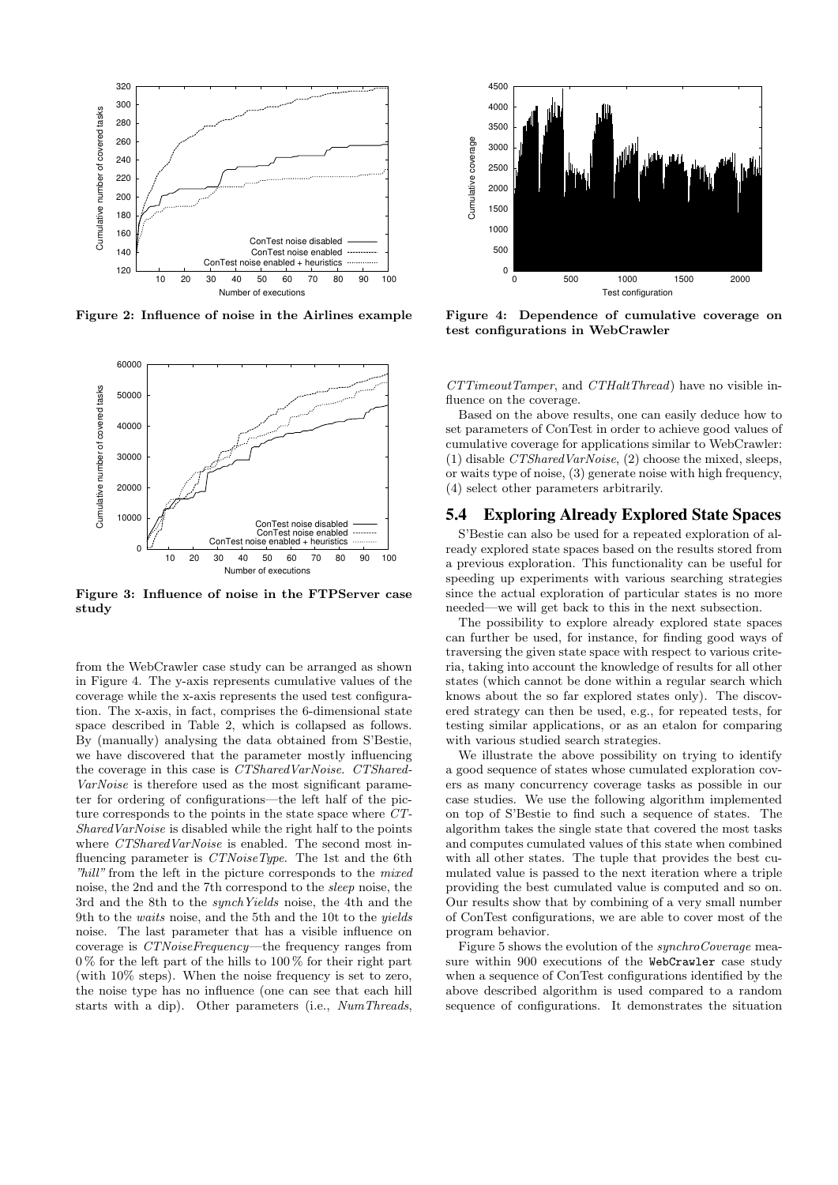Figure 2: Influence of noise in the Airlines example

Figure 3: Influence of noise in the FTPServer case study

from the WebCrawler case study can be arranged as shown in Figure 4. The y-axis represents cumulative values of the coverage while the x-axis represents the used test configuration. The x-axis, in fact, comprises the 6-dimensional state space described in Table 2, which is collapsed as follows. By (manually) analysing the data obtained from S'Bestie, we have discovered that the parameter mostly influencing the coverage in this case is *CTSharedVarNoise*. *CTSharedVarNoise* is therefore used as the most significant parameter for ordering of configurations—the left half of the picture corresponds to the points in the state space where *CTSharedVarNoise* is disabled while the right half to the points where *CTSharedVarNoise* is enabled. The second most influencing parameter is *CTNoiseType*. The 1st and the 6th *"hill"* from the left in the picture corresponds to the *mixed* noise, the 2nd and the 7th correspond to the *sleep* noise, the 3rd and the 8th to the *synchYields* noise, the 4th and the 9th to the *waits* noise, and the 5th and the 10t to the *yields* noise. The last parameter that has a visible influence on coverage is *CTNoiseFrequency*—the frequency ranges from 0 % for the left part of the hills to 100 % for their right part (with 10% steps). When the noise frequency is set to zero, the noise type has no influence (one can see that each hill starts with a dip). Other parameters (i.e., *NumThreads*, *CTTimeoutTamper*, and *CTHaltThread*) have no visible influence on the coverage.

Figure 4: Dependence of cumulative coverage on test configurations in WebCrawler

Based on the above results, one can easily deduce how to set parameters of ConTest in order to achieve good values of cumulative coverage for applications similar to WebCrawler: (1) disable *CTSharedVarNoise*, (2) choose the mixed, sleeps, or waits type of noise, (3) generate noise with high frequency, (4) select other parameters arbitrarily.

## 5.4 Exploring Already Explored State Spaces

S'Bestie can also be used for a repeated exploration of already explored state spaces based on the results stored from a previous exploration. This functionality can be useful for speeding up experiments with various searching strategies since the actual exploration of particular states is no more needed—we will get back to this in the next subsection.

The possibility to explore already explored state spaces can further be used, for instance, for finding good ways of traversing the given state space with respect to various criteria, taking into account the knowledge of results for all other states (which cannot be done within a regular search which knows about the so far explored states only). The discovered strategy can then be used, e.g., for repeated tests, for testing similar applications, or as an etalon for comparing with various studied search strategies.

We illustrate the above possibility on trying to identify a good sequence of states whose cumulated exploration covers as many concurrency coverage tasks as possible in our case studies. We use the following algorithm implemented on top of S'Bestie to find such a sequence of states. The algorithm takes the single state that covered the most tasks and computes cumulated values of this state when combined with all other states. The tuple that provides the best cumulated value is passed to the next iteration where a triple providing the best cumulated value is computed and so on. Our results show that by combining of a very small number of ConTest configurations, we are able to cover most of the program behavior.

Figure 5 shows the evolution of the *synchroCoverage* measure within 900 executions of the `WebCrawler` case study when a sequence of ConTest configurations identified by the above described algorithm is used compared to a random sequence of configurations. It demonstrates the situation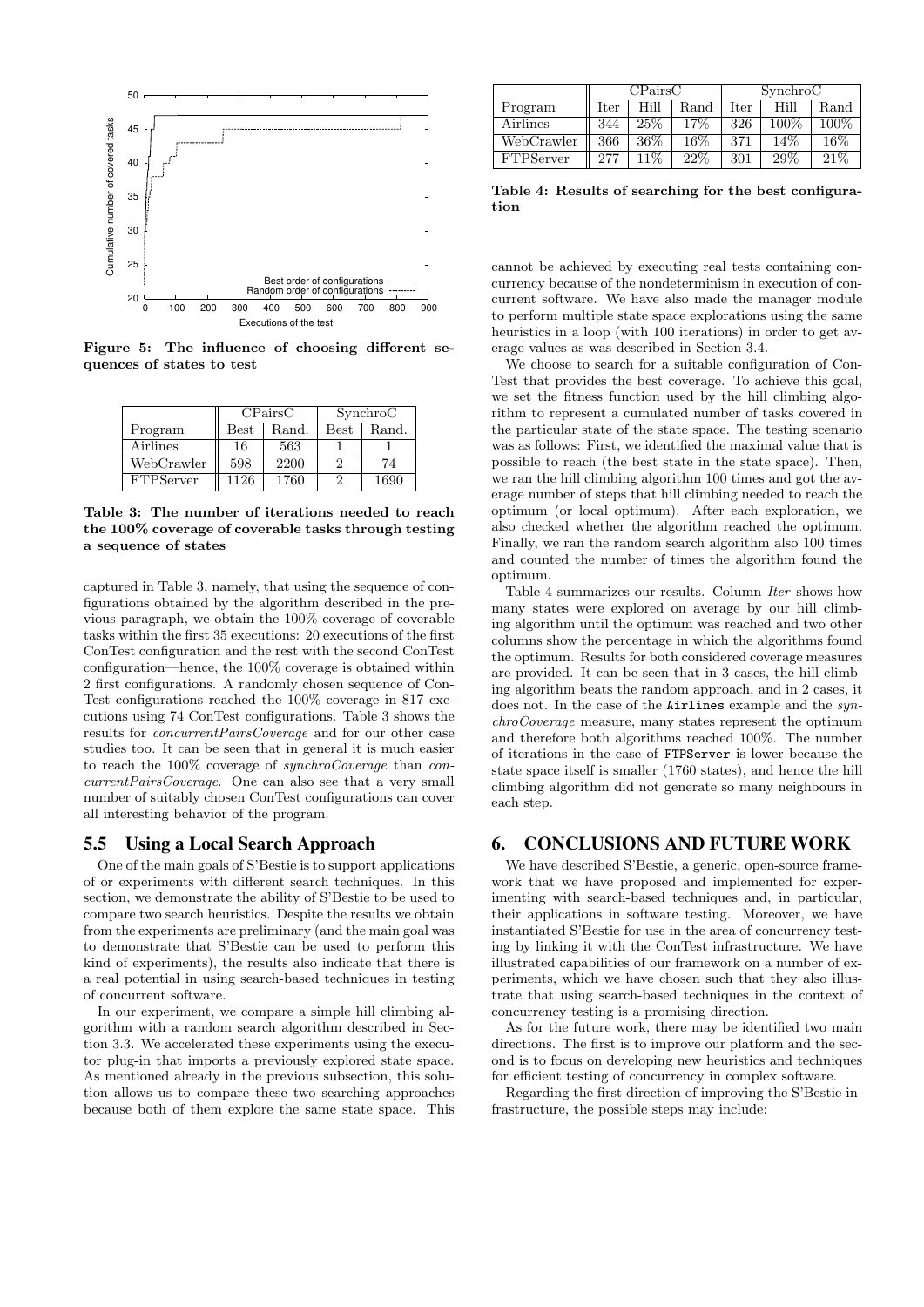Figure 5: The influence of choosing different sequences of states to test

| Program | CPairsC | | SynchroC | |
|---|---|---|---|---|
| | Best | Rand. | Best | Rand. |
| Airlines | 16 | 563 | 1 | 1 |
| WebCrawler | 598 | 2200 | 2 | 74 |
| FTPServer | 1126 | 1760 | 2 | 1690 |

**Table 3: The number of iterations needed to reach the 100% coverage of coverable tasks through testing a sequence of states**

captured in Table 3, namely, that using the sequence of configurations obtained by the algorithm described in the previous paragraph, we obtain the 100% coverage of coverable tasks within the first 35 executions: 20 executions of the first ConTest configuration and the rest with the second ConTest configuration—hence, the 100% coverage is obtained within 2 first configurations. A randomly chosen sequence of ConTest configurations reached the 100% coverage in 817 executions using 74 ConTest configurations. Table 3 shows the results for *concurrentPairsCoverage* and for our other case studies too. It can be seen that in general it is much easier to reach the 100% coverage of *synchroCoverage* than *concurrentPairsCoverage*. One can also see that a very small number of suitably chosen ConTest configurations can cover all interesting behavior of the program.

## 5.5 Using a Local Search Approach

One of the main goals of S'Bestie is to support applications of or experiments with different search techniques. In this section, we demonstrate the ability of S'Bestie to be used to compare two search heuristics. Despite the results we obtain from the experiments are preliminary (and the main goal was to demonstrate that S'Bestie can be used to perform this kind of experiments), the results also indicate that there is a real potential in using search-based techniques in testing of concurrent software.

In our experiment, we compare a simple hill climbing algorithm with a random search algorithm described in Section 3.3. We accelerated these experiments using the executor plug-in that imports a previously explored state space. As mentioned already in the previous subsection, this solution allows us to compare these two searching approaches because both of them explore the same state space. This cannot be achieved by executing real tests containing concurrency because of the nondeterminism in execution of concurrent software. We have also made the manager module to perform multiple state space explorations using the same heuristics in a loop (with 100 iterations) in order to get average values as was described in Section 3.4.

| Program | CPairsC | | | SynchroC | | |
|---|---|---|---|---|---|---|
| | Iter | Hill | Rand | Iter | Hill | Rand |
| Airlines | 344 | 25% | 17% | 326 | 100% | 100% |
| WebCrawler | 366 | 36% | 16% | 371 | 14% | 16% |
| FTPServer | 277 | 11% | 22% | 301 | 29% | 21% |

**Table 4: Results of searching for the best configuration**

We choose to search for a suitable configuration of ConTest that provides the best coverage. To achieve this goal, we set the fitness function used by the hill climbing algorithm to represent a cumulated number of tasks covered in the particular state of the state space. The testing scenario was as follows: First, we identified the maximal value that is possible to reach (the best state in the state space). Then, we ran the hill climbing algorithm 100 times and got the average number of steps that hill climbing needed to reach the optimum (or local optimum). After each exploration, we also checked whether the algorithm reached the optimum. Finally, we ran the random search algorithm also 100 times and counted the number of times the algorithm found the optimum.

Table 4 summarizes our results. Column *Iter* shows how many states were explored on average by our hill climbing algorithm until the optimum was reached and two other columns show the percentage in which the algorithms found the optimum. Results for both considered coverage measures are provided. It can be seen that in 3 cases, the hill climbing algorithm beats the random approach, and in 2 cases, it does not. In the case of the `Airlines` example and the *synchroCoverage* measure, many states represent the optimum and therefore both algorithms reached 100%. The number of iterations in the case of `FTPServer` is lower because the state space itself is smaller (1760 states), and hence the hill climbing algorithm did not generate so many neighbours in each step.

# 6. CONCLUSIONS AND FUTURE WORK

We have described S'Bestie, a generic, open-source framework that we have proposed and implemented for experimenting with search-based techniques and, in particular, their applications in software testing. Moreover, we have instantiated S'Bestie for use in the area of concurrency testing by linking it with the ConTest infrastructure. We have illustrated capabilities of our framework on a number of experiments, which we have chosen such that they also illustrate that using search-based techniques in the context of concurrency testing is a promising direction.

As for the future work, there may be identified two main directions. The first is to improve our platform and the second is to focus on developing new heuristics and techniques for efficient testing of concurrency in complex software.

Regarding the first direction of improving the S'Bestie infrastructure, the possible steps may include: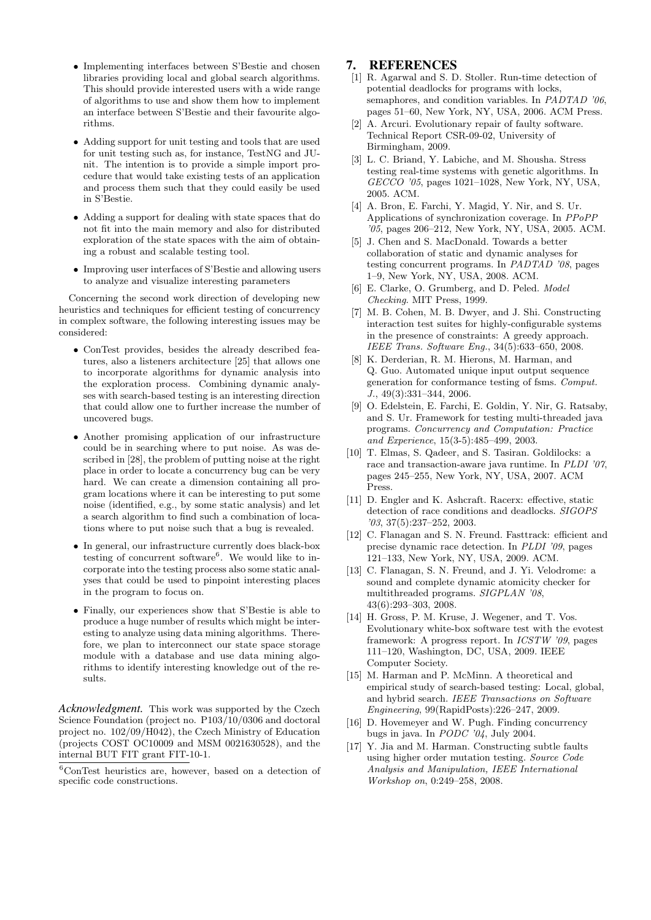- Implementing interfaces between S'Bestie and chosen libraries providing local and global search algorithms. This should provide interested users with a wide range of algorithms to use and show them how to implement an interface between S'Bestie and their favourite algorithms.
- Adding support for unit testing and tools that are used for unit testing such as, for instance, TestNG and JUnit. The intention is to provide a simple import procedure that would take existing tests of an application and process them such that they could easily be used in S'Bestie.
- Adding a support for dealing with state spaces that do not fit into the main memory and also for distributed exploration of the state spaces with the aim of obtaining a robust and scalable testing tool.
- Improving user interfaces of S'Bestie and allowing users to analyze and visualize interesting parameters

Concerning the second work direction of developing new heuristics and techniques for efficient testing of concurrency in complex software, the following interesting issues may be considered:

- ConTest provides, besides the already described features, also a listeners architecture [25] that allows one to incorporate algorithms for dynamic analysis into the exploration process. Combining dynamic analyses with search-based testing is an interesting direction that could allow one to further increase the number of uncovered bugs.
- Another promising application of our infrastructure could be in searching where to put noise. As was described in [28], the problem of putting noise at the right place in order to locate a concurrency bug can be very hard. We can create a dimension containing all program locations where it can be interesting to put some noise (identified, e.g., by some static analysis) and let a search algorithm to find such a combination of locations where to put noise such that a bug is revealed.
- In general, our infrastructure currently does black-box testing of concurrent software[6]. We would like to incorporate into the testing process also some static analyses that could be used to pinpoint interesting places in the program to focus on.
- Finally, our experiences show that S'Bestie is able to produce a huge number of results which might be interesting to analyze using data mining algorithms. Therefore, we plan to interconnect our state space storage module with a database and use data mining algorithms to identify interesting knowledge out of the results.

***Acknowledgment.*** This work was supported by the Czech Science Foundation (project no. P103/10/0306 and doctoral project no. 102/09/H042), the Czech Ministry of Education (projects COST OC10009 and MSM 0021630528), and the internal BUT FIT grant FIT-10-1.

[6]ConTest heuristics are, however, based on a detection of specific code constructions.

## 7. REFERENCES

[1] R. Agarwal and S. D. Stoller. Run-time detection of potential deadlocks for programs with locks, semaphores, and condition variables. In *PADTAD '06*, pages 51–60, New York, NY, USA, 2006. ACM Press.

[2] A. Arcuri. Evolutionary repair of faulty software. Technical Report CSR-09-02, University of Birmingham, 2009.

[3] L. C. Briand, Y. Labiche, and M. Shousha. Stress testing real-time systems with genetic algorithms. In *GECCO '05*, pages 1021–1028, New York, NY, USA, 2005. ACM.

[4] A. Bron, E. Farchi, Y. Magid, Y. Nir, and S. Ur. Applications of synchronization coverage. In *PPoPP '05*, pages 206–212, New York, NY, USA, 2005. ACM.

[5] J. Chen and S. MacDonald. Towards a better collaboration of static and dynamic analyses for testing concurrent programs. In *PADTAD '08*, pages 1–9, New York, NY, USA, 2008. ACM.

[6] E. Clarke, O. Grumberg, and D. Peled. *Model Checking*. MIT Press, 1999.

[7] M. B. Cohen, M. B. Dwyer, and J. Shi. Constructing interaction test suites for highly-configurable systems in the presence of constraints: A greedy approach. *IEEE Trans. Software Eng.*, 34(5):633–650, 2008.

[8] K. Derderian, R. M. Hierons, M. Harman, and Q. Guo. Automated unique input output sequence generation for conformance testing of fsms. *Comput. J.*, 49(3):331–344, 2006.

[9] O. Edelstein, E. Farchi, E. Goldin, Y. Nir, G. Ratsaby, and S. Ur. Framework for testing multi-threaded java programs. *Concurrency and Computation: Practice and Experience*, 15(3-5):485–499, 2003.

[10] T. Elmas, S. Qadeer, and S. Tasiran. Goldilocks: a race and transaction-aware java runtime. In *PLDI '07*, pages 245–255, New York, NY, USA, 2007. ACM Press.

[11] D. Engler and K. Ashcraft. Racerx: effective, static detection of race conditions and deadlocks. *SIGOPS '03*, 37(5):237–252, 2003.

[12] C. Flanagan and S. N. Freund. Fasttrack: efficient and precise dynamic race detection. In *PLDI '09*, pages 121–133, New York, NY, USA, 2009. ACM.

[13] C. Flanagan, S. N. Freund, and J. Yi. Velodrome: a sound and complete dynamic atomicity checker for multithreaded programs. *SIGPLAN '08*, 43(6):293–303, 2008.

[14] H. Gross, P. M. Kruse, J. Wegener, and T. Vos. Evolutionary white-box software test with the evotest framework: A progress report. In *ICSTW '09*, pages 111–120, Washington, DC, USA, 2009. IEEE Computer Society.

[15] M. Harman and P. McMinn. A theoretical and empirical study of search-based testing: Local, global, and hybrid search. *IEEE Transactions on Software Engineering*, 99(RapidPosts):226–247, 2009.

[16] D. Hovemeyer and W. Pugh. Finding concurrency bugs in java. In *PODC '04*, July 2004.

[17] Y. Jia and M. Harman. Constructing subtle faults using higher order mutation testing. *Source Code Analysis and Manipulation, IEEE International Workshop on*, 0:249–258, 2008.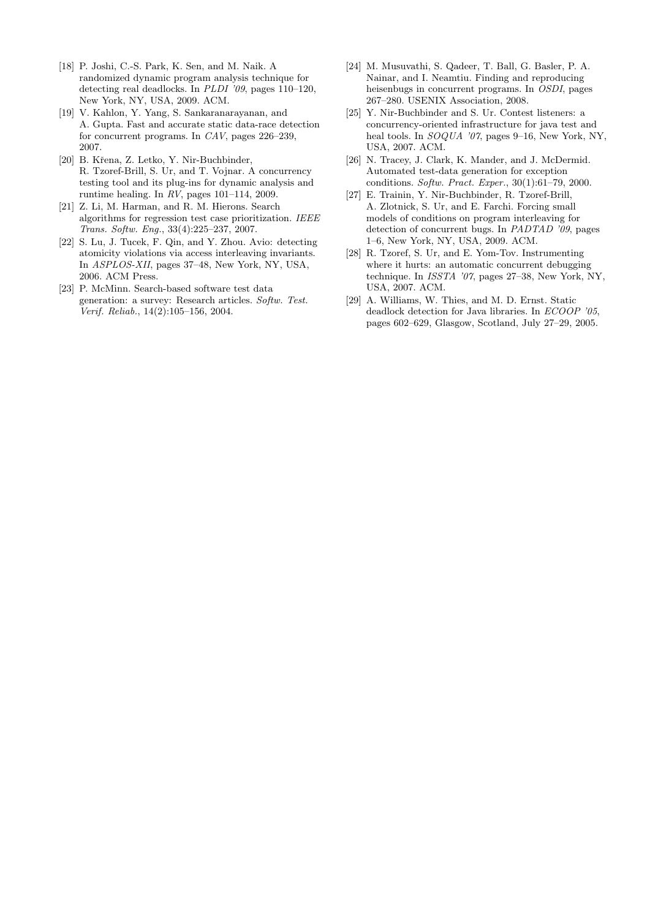[18] P. Joshi, C.-S. Park, K. Sen, and M. Naik. A randomized dynamic program analysis technique for detecting real deadlocks. In *PLDI '09*, pages 110–120, New York, NY, USA, 2009. ACM.

[19] V. Kahlon, Y. Yang, S. Sankaranarayanan, and A. Gupta. Fast and accurate static data-race detection for concurrent programs. In *CAV*, pages 226–239, 2007.

[20] B. Křena, Z. Letko, Y. Nir-Buchbinder, R. Tzoref-Brill, S. Ur, and T. Vojnar. A concurrency testing tool and its plug-ins for dynamic analysis and runtime healing. In *RV*, pages 101–114, 2009.

[21] Z. Li, M. Harman, and R. M. Hierons. Search algorithms for regression test case prioritization. *IEEE Trans. Softw. Eng.*, 33(4):225–237, 2007.

[22] S. Lu, J. Tucek, F. Qin, and Y. Zhou. Avio: detecting atomicity violations via access interleaving invariants. In *ASPLOS-XII*, pages 37–48, New York, NY, USA, 2006. ACM Press.

[23] P. McMinn. Search-based software test data generation: a survey: Research articles. *Softw. Test. Verif. Reliab.*, 14(2):105–156, 2004.

[24] M. Musuvathi, S. Qadeer, T. Ball, G. Basler, P. A. Nainar, and I. Neamtiu. Finding and reproducing heisenbugs in concurrent programs. In *OSDI*, pages 267–280. USENIX Association, 2008.

[25] Y. Nir-Buchbinder and S. Ur. Contest listeners: a concurrency-oriented infrastructure for java test and heal tools. In *SOQUA '07*, pages 9–16, New York, NY, USA, 2007. ACM.

[26] N. Tracey, J. Clark, K. Mander, and J. McDermid. Automated test-data generation for exception conditions. *Softw. Pract. Exper.*, 30(1):61–79, 2000.

[27] E. Trainin, Y. Nir-Buchbinder, R. Tzoref-Brill, A. Zlotnick, S. Ur, and E. Farchi. Forcing small models of conditions on program interleaving for detection of concurrent bugs. In *PADTAD '09*, pages 1–6, New York, NY, USA, 2009. ACM.

[28] R. Tzoref, S. Ur, and E. Yom-Tov. Instrumenting where it hurts: an automatic concurrent debugging technique. In *ISSTA '07*, pages 27–38, New York, NY, USA, 2007. ACM.

[29] A. Williams, W. Thies, and M. D. Ernst. Static deadlock detection for Java libraries. In *ECOOP '05*, pages 602–629, Glasgow, Scotland, July 27–29, 2005.